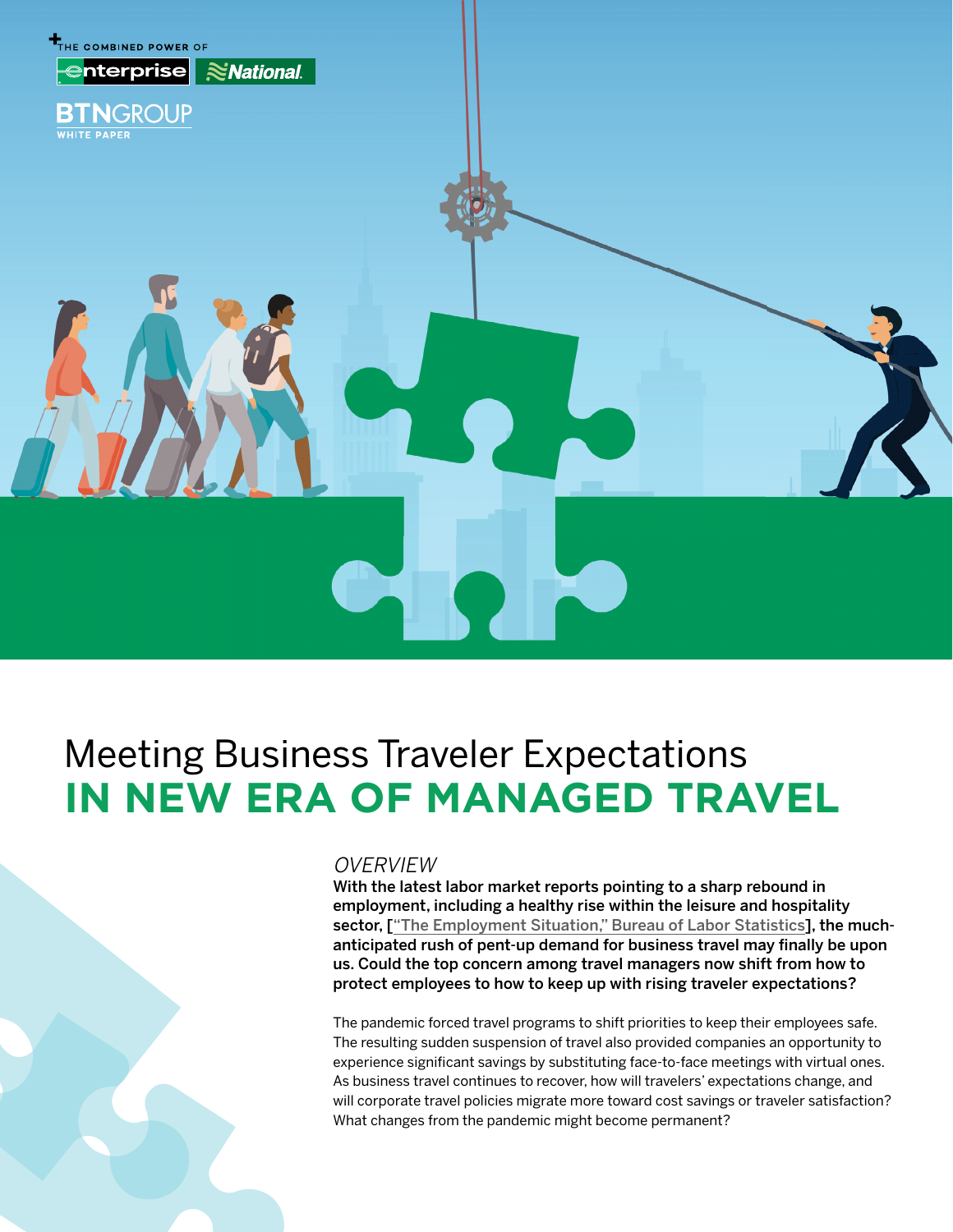THE COMBINED POWER OF Enterprise National

BTNGROUP WHITE PAPER

# Meeting Business Traveler Expectations IN NEW ERA OF MANAGED TRAVEL

## *OVERVIEW*

**With the latest labor market reports pointing to a sharp rebound in employment, including a healthy rise within the leisure and hospitality sector, ["The Employment Situation," Bureau of Labor Statistics], the much-anticipated rush of pent-up demand for business travel may finally be upon us. Could the top concern among travel managers now shift from how to protect employees to how to keep up with rising traveler expectations?**

The pandemic forced travel programs to shift priorities to keep their employees safe. The resulting sudden suspension of travel also provided companies an opportunity to experience significant savings by substituting face-to-face meetings with virtual ones. As business travel continues to recover, how will travelers' expectations change, and will corporate travel policies migrate more toward cost savings or traveler satisfaction? What changes from the pandemic might become permanent?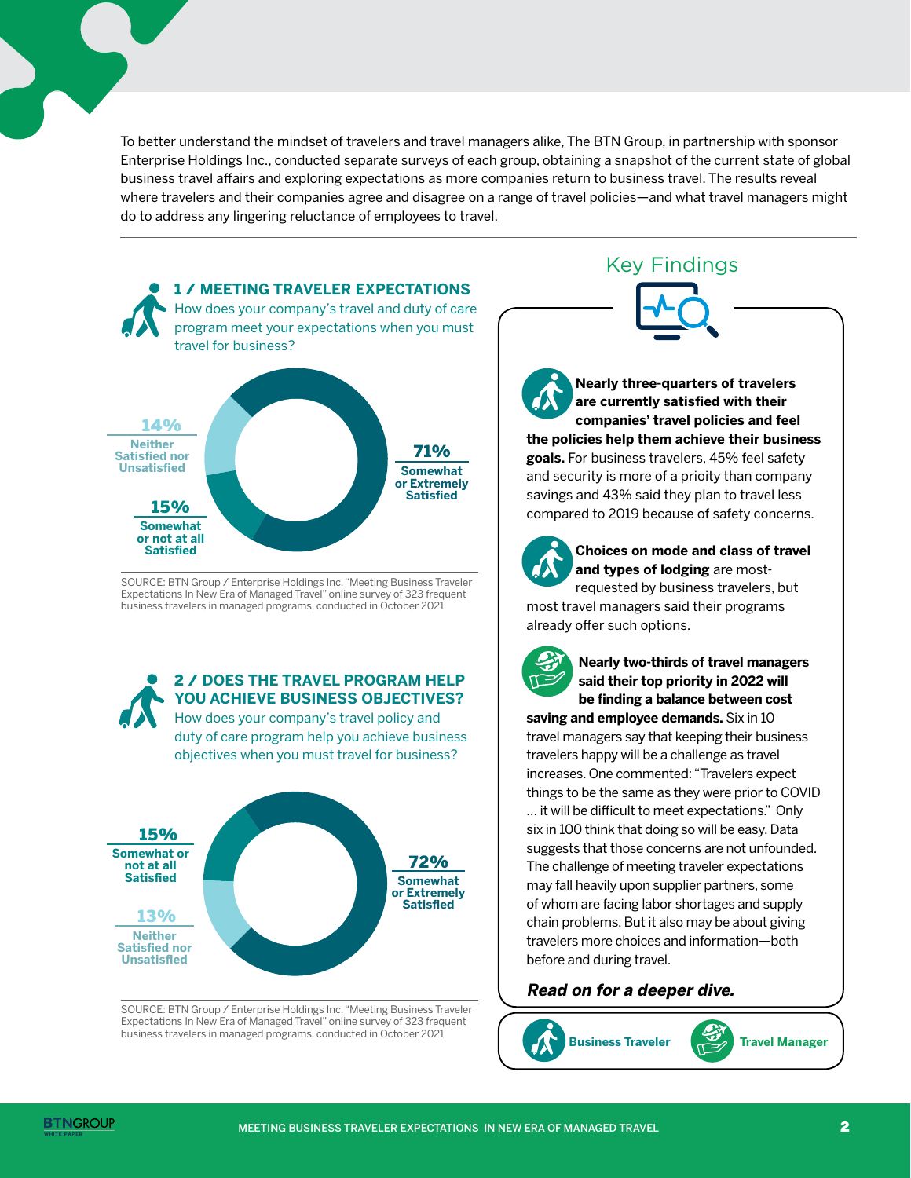To better understand the mindset of travelers and travel managers alike, The BTN Group, in partnership with sponsor Enterprise Holdings Inc., conducted separate surveys of each group, obtaining a snapshot of the current state of global business travel affairs and exploring expectations as more companies return to business travel. The results reveal where travelers and their companies agree and disagree on a range of travel policies—and what travel managers might do to address any lingering reluctance of employees to travel.

## 1 / MEETING TRAVELER EXPECTATIONS

How does your company's travel and duty of care program meet your expectations when you must travel for business?

| Response | Share |
| --- | --- |
| Somewhat or Extremely Satisfied | 71% |
| Neither Satisfied nor Unsatisfied | 14% |
| Somewhat or not at all Satisfied | 15% |

SOURCE: BTN Group / Enterprise Holdings Inc. "Meeting Business Traveler Expectations In New Era of Managed Travel" online survey of 323 frequent business travelers in managed programs, conducted in October 2021

## 2 / DOES THE TRAVEL PROGRAM HELP YOU ACHIEVE BUSINESS OBJECTIVES?

How does your company's travel policy and duty of care program help you achieve business objectives when you must travel for business?

| Response | Share |
| --- | --- |
| Somewhat or Extremely Satisfied | 72% |
| Somewhat or not at all Satisfied | 15% |
| Neither Satisfied nor Unsatisfied | 13% |

SOURCE: BTN Group / Enterprise Holdings Inc. "Meeting Business Traveler Expectations In New Era of Managed Travel" online survey of 323 frequent business travelers in managed programs, conducted in October 2021

## Key Findings

**Nearly three-quarters of travelers are currently satisfied with their companies' travel policies and feel the policies help them achieve their business goals.** For business travelers, 45% feel safety and security is more of a prioity than company savings and 43% said they plan to travel less compared to 2019 because of safety concerns.

**Choices on mode and class of travel and types of lodging** are most-requested by business travelers, but most travel managers said their programs already offer such options.

**Nearly two-thirds of travel managers said their top priority in 2022 will be finding a balance between cost saving and employee demands.** Six in 10 travel managers say that keeping their business travelers happy will be a challenge as travel increases. One commented: "Travelers expect things to be the same as they were prior to COVID … it will be difficult to meet expectations." Only six in 100 think that doing so will be easy. Data suggests that those concerns are not unfounded. The challenge of meeting traveler expectations may fall heavily upon supplier partners, some of whom are facing labor shortages and supply chain problems. But it also may be about giving travelers more choices and information—both before and during travel.

***Read on for a deeper dive.***

Business Traveler | Travel Manager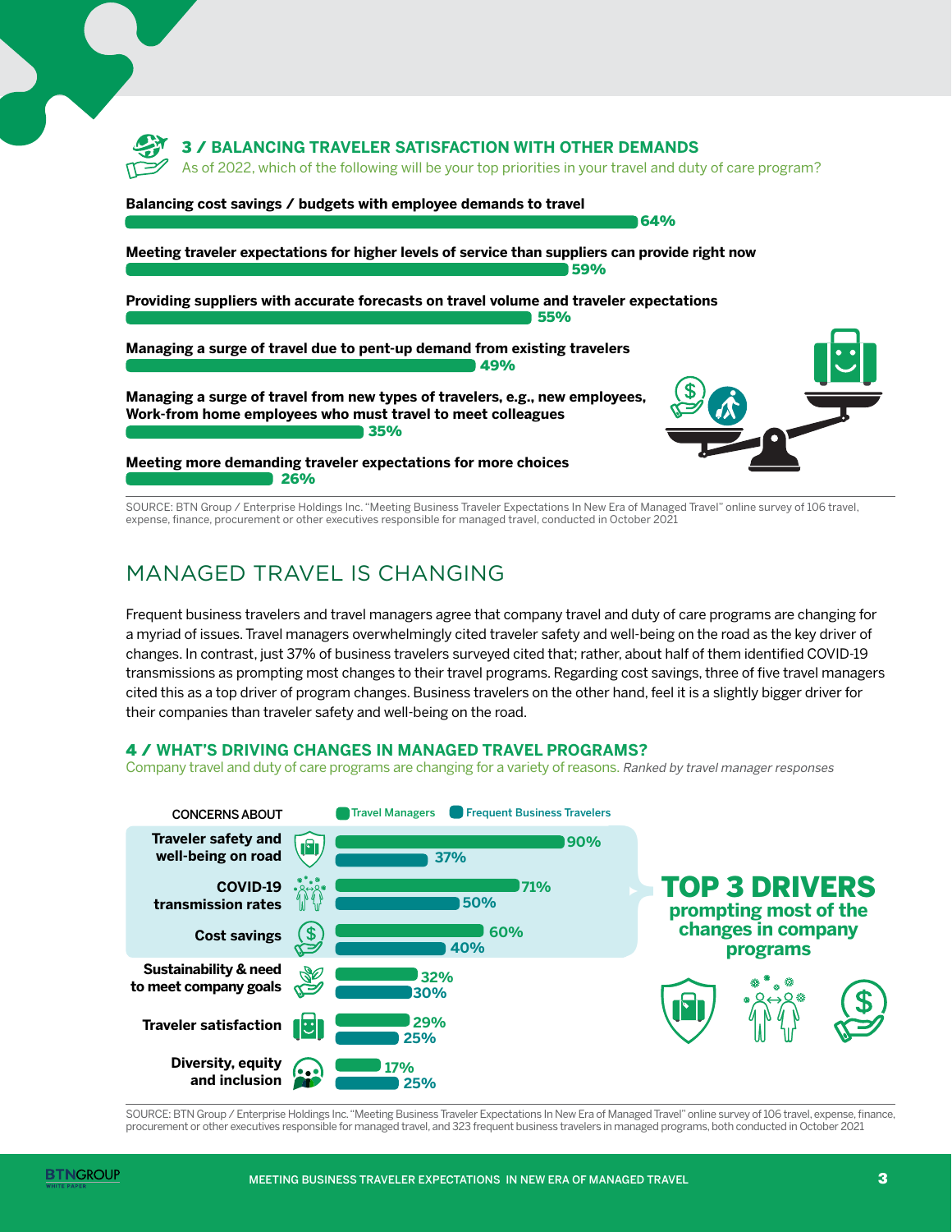### 3 / BALANCING TRAVELER SATISFACTION WITH OTHER DEMANDS

As of 2022, which of the following will be your top priorities in your travel and duty of care program?

| Priority | % |
|---|---|
| Balancing cost savings / budgets with employee demands to travel | 64% |
| Meeting traveler expectations for higher levels of service than suppliers can provide right now | 59% |
| Providing suppliers with accurate forecasts on travel volume and traveler expectations | 55% |
| Managing a surge of travel due to pent-up demand from existing travelers | 49% |
| Managing a surge of travel from new types of travelers, e.g., new employees, Work-from home employees who must travel to meet colleagues | 35% |
| Meeting more demanding traveler expectations for more choices | 26% |

SOURCE: BTN Group / Enterprise Holdings Inc. "Meeting Business Traveler Expectations In New Era of Managed Travel" online survey of 106 travel, expense, finance, procurement or other executives responsible for managed travel, conducted in October 2021

## MANAGED TRAVEL IS CHANGING

Frequent business travelers and travel managers agree that company travel and duty of care programs are changing for a myriad of issues. Travel managers overwhelmingly cited traveler safety and well-being on the road as the key driver of changes. In contrast, just 37% of business travelers surveyed cited that; rather, about half of them identified COVID-19 transmissions as prompting most changes to their travel programs. Regarding cost savings, three of five travel managers cited this as a top driver of program changes. Business travelers on the other hand, feel it is a slightly bigger driver for their companies than traveler safety and well-being on the road.

### 4 / WHAT'S DRIVING CHANGES IN MANAGED TRAVEL PROGRAMS?

Company travel and duty of care programs are changing for a variety of reasons. *Ranked by travel manager responses*

| CONCERNS ABOUT | Travel Managers | Frequent Business Travelers |
|---|---|---|
| Traveler safety and well-being on road | 90% | 37% |
| COVID-19 transmission rates | 71% | 50% |
| Cost savings | 60% | 40% |
| Sustainability & need to meet company goals | 32% | 30% |
| Traveler satisfaction | 29% | 25% |
| Diversity, equity and inclusion | 17% | 25% |

**TOP 3 DRIVERS** prompting most of the changes in company programs

SOURCE: BTN Group / Enterprise Holdings Inc. "Meeting Business Traveler Expectations In New Era of Managed Travel" online survey of 106 travel, expense, finance, procurement or other executives responsible for managed travel, and 323 frequent business travelers in managed programs, both conducted in October 2021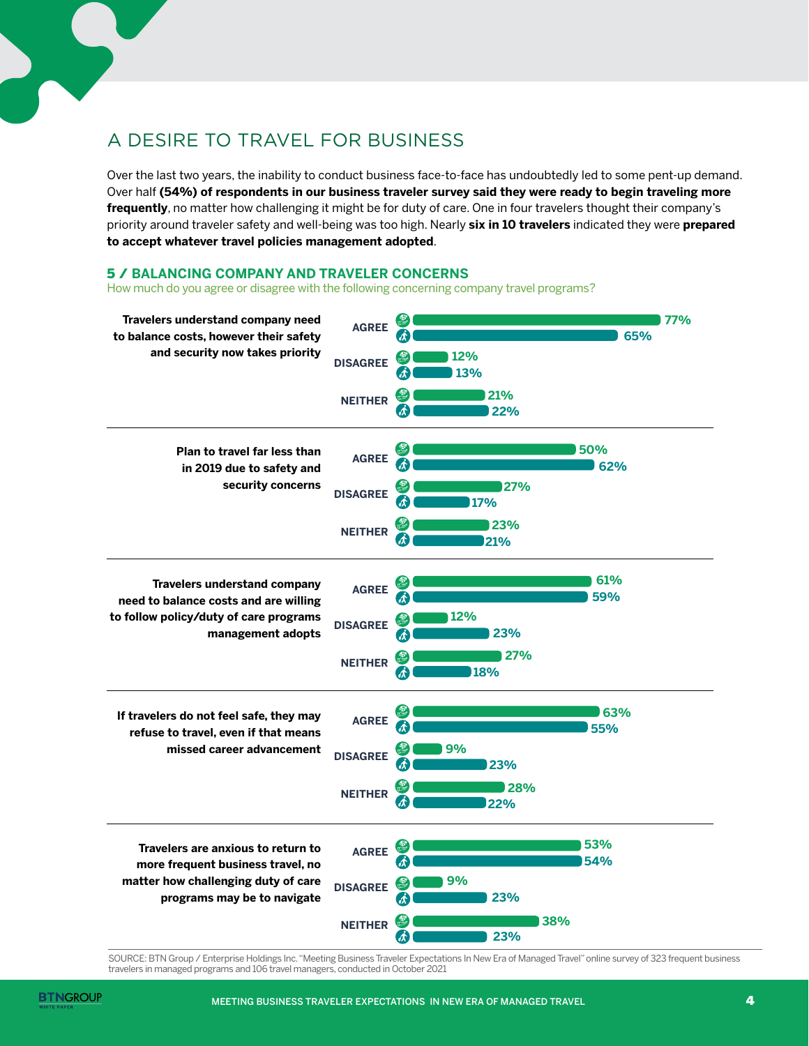## A DESIRE TO TRAVEL FOR BUSINESS

Over the last two years, the inability to conduct business face-to-face has undoubtedly led to some pent-up demand. Over half **(54%) of respondents in our business traveler survey said they were ready to begin traveling more frequently**, no matter how challenging it might be for duty of care. One in four travelers thought their company's priority around traveler safety and well-being was too high. Nearly **six in 10 travelers** indicated they were **prepared to accept whatever travel policies management adopted**.

### 5 / BALANCING COMPANY AND TRAVELER CONCERNS

How much do you agree or disagree with the following concerning company travel programs?

| Statement | Response | Travel managers | Travelers |
|---|---|---|---|
| Travelers understand company need to balance costs, however their safety and security now takes priority | AGREE | 77% | 65% |
| | DISAGREE | 12% | 13% |
| | NEITHER | 21% | 22% |
| Plan to travel far less than in 2019 due to safety and security concerns | AGREE | 50% | 62% |
| | DISAGREE | 27% | 17% |
| | NEITHER | 23% | 21% |
| Travelers understand company need to balance costs and are willing to follow policy/duty of care programs management adopts | AGREE | 61% | 59% |
| | DISAGREE | 12% | 23% |
| | NEITHER | 27% | 18% |
| If travelers do not feel safe, they may refuse to travel, even if that means missed career advancement | AGREE | 63% | 55% |
| | DISAGREE | 9% | 23% |
| | NEITHER | 28% | 22% |
| Travelers are anxious to return to more frequent business travel, no matter how challenging duty of care programs may be to navigate | AGREE | 53% | 54% |
| | DISAGREE | 9% | 23% |
| | NEITHER | 38% | 23% |

SOURCE: BTN Group / Enterprise Holdings Inc. "Meeting Business Traveler Expectations In New Era of Managed Travel" online survey of 323 frequent business travelers in managed programs and 106 travel managers, conducted in October 2021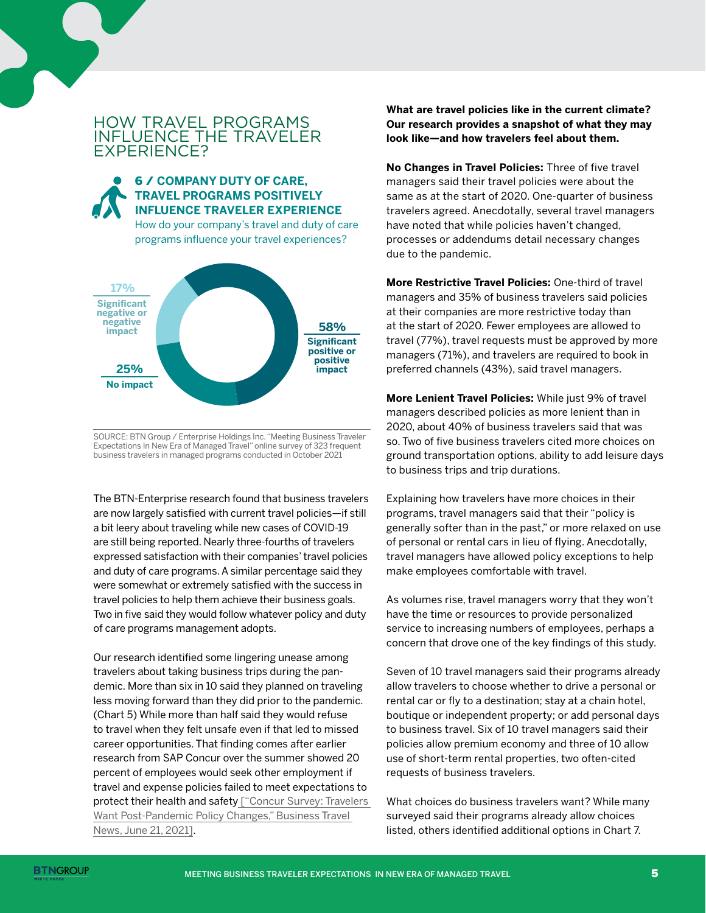## HOW TRAVEL PROGRAMS INFLUENCE THE TRAVELER EXPERIENCE?

### 6 / COMPANY DUTY OF CARE, TRAVEL PROGRAMS POSITIVELY INFLUENCE TRAVELER EXPERIENCE

How do your company's travel and duty of care programs influence your travel experiences?

| Response | Share |
|---|---|
| Significant positive or positive impact | 58% |
| No impact | 25% |
| Significant negative or negative impact | 17% |

SOURCE: BTN Group / Enterprise Holdings Inc. "Meeting Business Traveler Expectations In New Era of Managed Travel" online survey of 323 frequent business travelers in managed programs conducted in October 2021

The BTN-Enterprise research found that business travelers are now largely satisfied with current travel policies—if still a bit leery about traveling while new cases of COVID-19 are still being reported. Nearly three-fourths of travelers expressed satisfaction with their companies' travel policies and duty of care programs. A similar percentage said they were somewhat or extremely satisfied with the success in travel policies to help them achieve their business goals. Two in five said they would follow whatever policy and duty of care programs management adopts.

Our research identified some lingering unease among travelers about taking business trips during the pandemic. More than six in 10 said they planned on traveling less moving forward than they did prior to the pandemic. (Chart 5) While more than half said they would refuse to travel when they felt unsafe even if that led to missed career opportunities. That finding comes after earlier research from SAP Concur over the summer showed 20 percent of employees would seek other employment if travel and expense policies failed to meet expectations to protect their health and safety ["Concur Survey: Travelers Want Post-Pandemic Policy Changes," Business Travel News, June 21, 2021].

**What are travel policies like in the current climate? Our research provides a snapshot of what they may look like—and how travelers feel about them.**

**No Changes in Travel Policies:** Three of five travel managers said their travel policies were about the same as at the start of 2020. One-quarter of business travelers agreed. Anecdotally, several travel managers have noted that while policies haven't changed, processes or addendums detail necessary changes due to the pandemic.

**More Restrictive Travel Policies:** One-third of travel managers and 35% of business travelers said policies at their companies are more restrictive today than at the start of 2020. Fewer employees are allowed to travel (77%), travel requests must be approved by more managers (71%), and travelers are required to book in preferred channels (43%), said travel managers.

**More Lenient Travel Policies:** While just 9% of travel managers described policies as more lenient than in 2020, about 40% of business travelers said that was so. Two of five business travelers cited more choices on ground transportation options, ability to add leisure days to business trips and trip durations.

Explaining how travelers have more choices in their programs, travel managers said that their "policy is generally softer than in the past," or more relaxed on use of personal or rental cars in lieu of flying. Anecdotally, travel managers have allowed policy exceptions to help make employees comfortable with travel.

As volumes rise, travel managers worry that they won't have the time or resources to provide personalized service to increasing numbers of employees, perhaps a concern that drove one of the key findings of this study.

Seven of 10 travel managers said their programs already allow travelers to choose whether to drive a personal or rental car or fly to a destination; stay at a chain hotel, boutique or independent property; or add personal days to business travel. Six of 10 travel managers said their policies allow premium economy and three of 10 allow use of short-term rental properties, two often-cited requests of business travelers.

What choices do business travelers want? While many surveyed said their programs already allow choices listed, others identified additional options in Chart 7.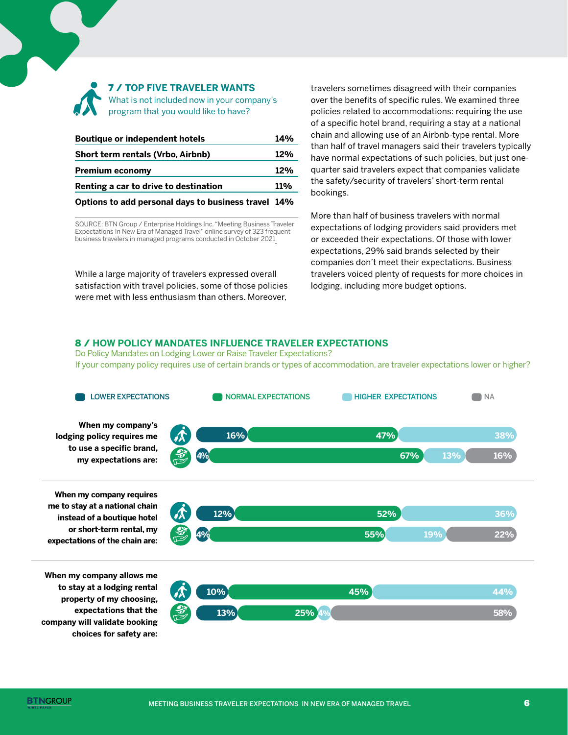## 7 / TOP FIVE TRAVELER WANTS

What is not included now in your company's program that you would like to have?

| | |
|---|---|
| **Boutique or independent hotels** | **14%** |
| **Short term rentals (Vrbo, Airbnb)** | **12%** |
| **Premium economy** | **12%** |
| **Renting a car to drive to destination** | **11%** |
| **Options to add personal days to business travel** | **14%** |

SOURCE: BTN Group / Enterprise Holdings Inc. "Meeting Business Traveler Expectations In New Era of Managed Travel" online survey of 323 frequent business travelers in managed programs conducted in October 2021

While a large majority of travelers expressed overall satisfaction with travel policies, some of those policies were met with less enthusiasm than others. Moreover, travelers sometimes disagreed with their companies over the benefits of specific rules. We examined three policies related to accommodations: requiring the use of a specific hotel brand, requiring a stay at a national chain and allowing use of an Airbnb-type rental. More than half of travel managers said their travelers typically have normal expectations of such policies, but just one-quarter said travelers expect that companies validate the safety/security of travelers' short-term rental bookings.

More than half of business travelers with normal expectations of lodging providers said providers met or exceeded their expectations. Of those with lower expectations, 29% said brands selected by their companies don't meet their expectations. Business travelers voiced plenty of requests for more choices in lodging, including more budget options.

## 8 / HOW POLICY MANDATES INFLUENCE TRAVELER EXPECTATIONS

Do Policy Mandates on Lodging Lower or Raise Traveler Expectations?

If your company policy requires use of certain brands or types of accommodation, are traveler expectations lower or higher?

| | | Lower Expectations | Normal Expectations | Higher Expectations | NA |
|---|---|---|---|---|---|
| **When my company's lodging policy requires me to use a specific brand, my expectations are:** | Travelers | 16% | 47% | 38% | |
| | Travel managers | 4% | 67% | 13% | 16% |
| **When my company requires me to stay at a national chain instead of a boutique hotel or short-term rental, my expectations of the chain are:** | Travelers | 12% | 52% | 36% | |
| | Travel managers | 4% | 55% | 19% | 22% |
| **When my company allows me to stay at a lodging rental property of my choosing, expectations that the company will validate booking choices for safety are:** | Travelers | 10% | 45% | 44% | |
| | Travel managers | 13% | 25% | 4% | 58% |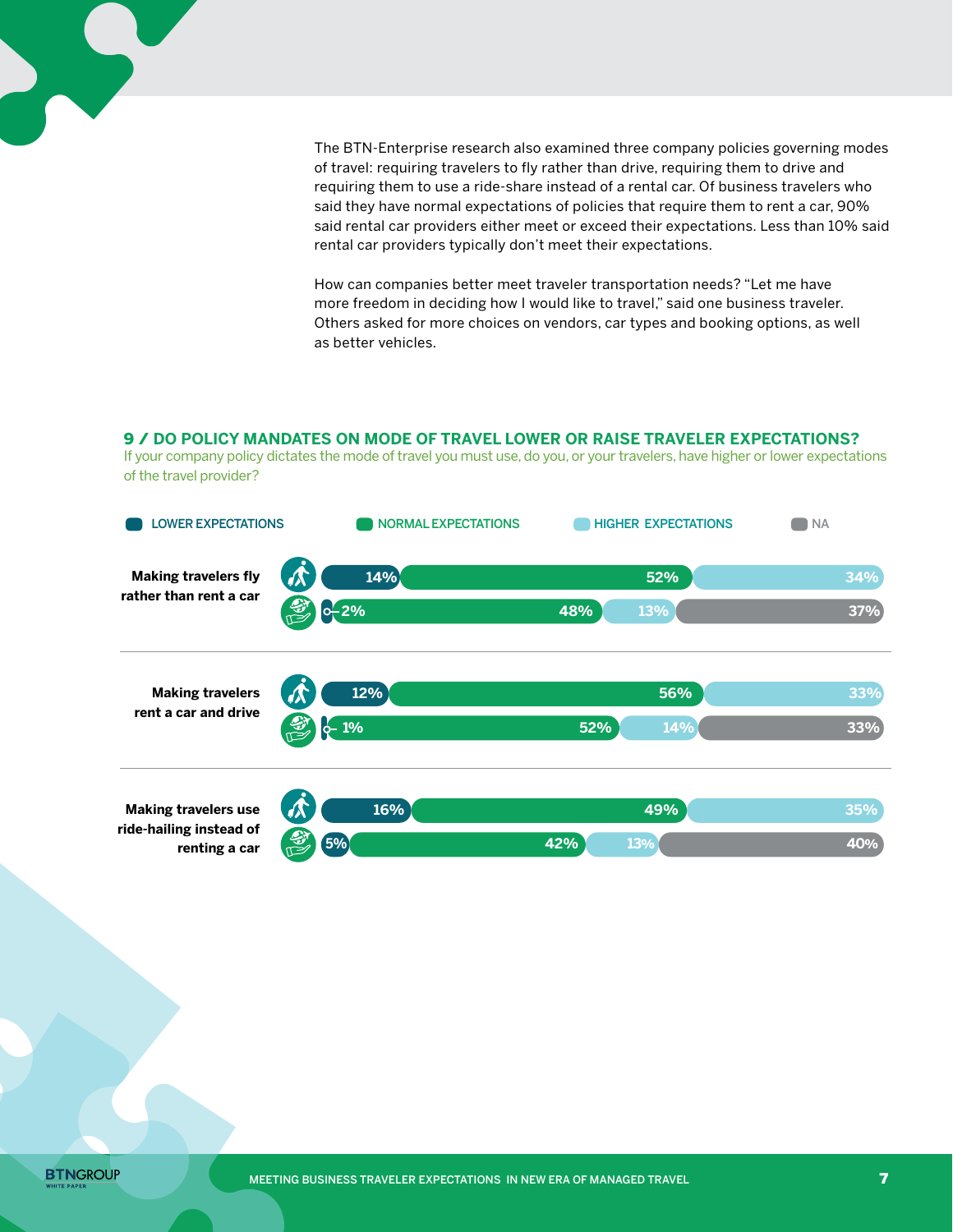The BTN-Enterprise research also examined three company policies governing modes of travel: requiring travelers to fly rather than drive, requiring them to drive and requiring them to use a ride-share instead of a rental car. Of business travelers who said they have normal expectations of policies that require them to rent a car, 90% said rental car providers either meet or exceed their expectations. Less than 10% said rental car providers typically don't meet their expectations.

How can companies better meet traveler transportation needs? "Let me have more freedom in deciding how I would like to travel," said one business traveler. Others asked for more choices on vendors, car types and booking options, as well as better vehicles.

## 9 / DO POLICY MANDATES ON MODE OF TRAVEL LOWER OR RAISE TRAVELER EXPECTATIONS?

If your company policy dictates the mode of travel you must use, do you, or your travelers, have higher or lower expectations of the travel provider?

| Policy | Respondent | Lower Expectations | Normal Expectations | Higher Expectations | NA |
|---|---|---|---|---|---|
| Making travelers fly rather than rent a car | Traveler | 14% | 52% | 34% | |
| | Travel manager | 2% | 48% | 13% | 37% |
| Making travelers rent a car and drive | Traveler | 12% | 56% | 33% | |
| | Travel manager | 1% | 52% | 14% | 33% |
| Making travelers use ride-hailing instead of renting a car | Traveler | 16% | 49% | 35% | |
| | Travel manager | 5% | 42% | 13% | 40% |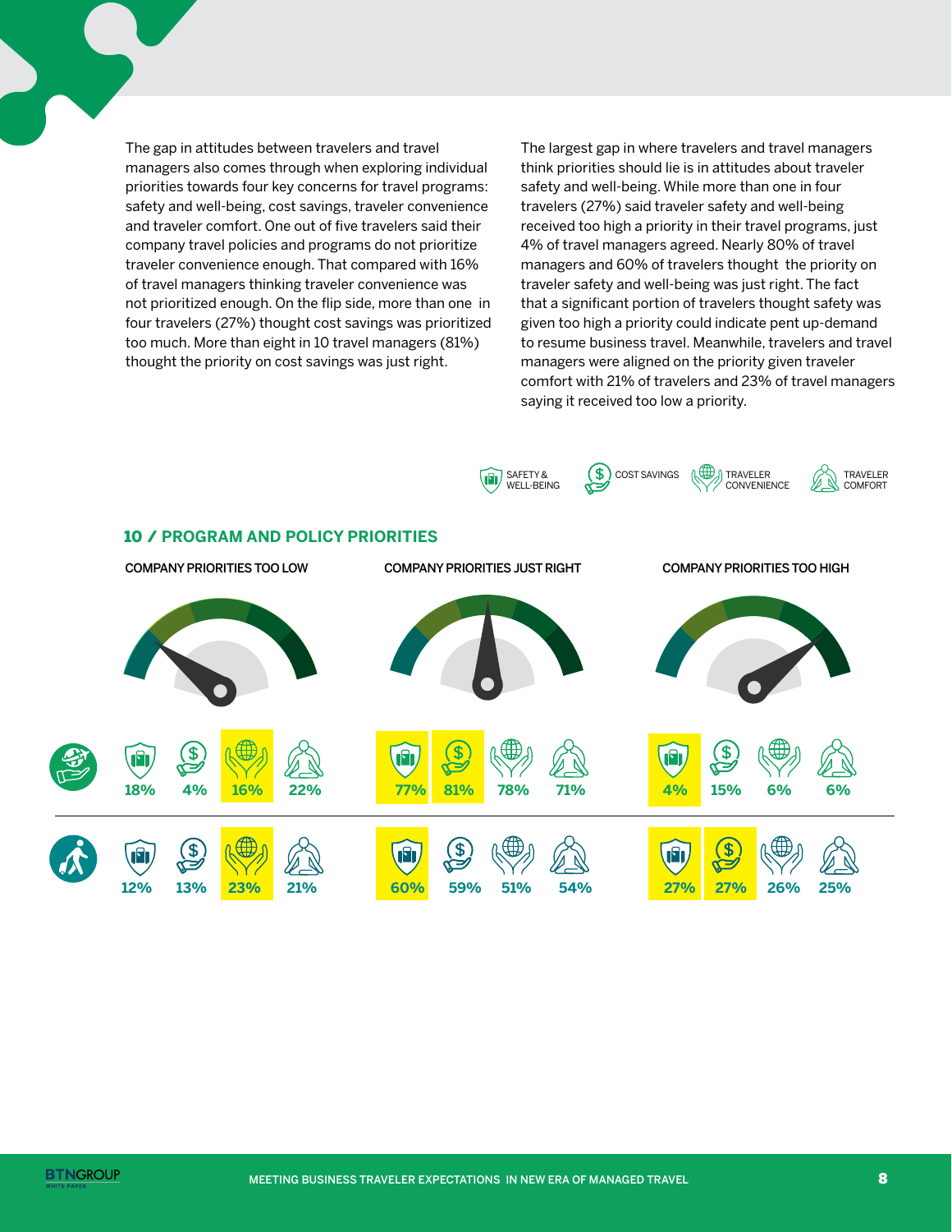The gap in attitudes between travelers and travel managers also comes through when exploring individual priorities towards four key concerns for travel programs: safety and well-being, cost savings, traveler convenience and traveler comfort. One out of five travelers said their company travel policies and programs do not prioritize traveler convenience enough. That compared with 16% of travel managers thinking traveler convenience was not prioritized enough. On the flip side, more than one in four travelers (27%) thought cost savings was prioritized too much. More than eight in 10 travel managers (81%) thought the priority on cost savings was just right.

The largest gap in where travelers and travel managers think priorities should lie is in attitudes about traveler safety and well-being. While more than one in four travelers (27%) said traveler safety and well-being received too high a priority in their travel programs, just 4% of travel managers agreed. Nearly 80% of travel managers and 60% of travelers thought the priority on traveler safety and well-being was just right. The fact that a significant portion of travelers thought safety was given too high a priority could indicate pent up-demand to resume business travel. Meanwhile, travelers and travel managers were aligned on the priority given traveler comfort with 21% of travelers and 23% of travel managers saying it received too low a priority.

## 10 / PROGRAM AND POLICY PRIORITIES

| | Company priorities too low | | | | Company priorities just right | | | | Company priorities too high | | | |
|---|---|---|---|---|---|---|---|---|---|---|---|---|
| | Safety & well-being | Cost savings | Traveler convenience | Traveler comfort | Safety & well-being | Cost savings | Traveler convenience | Traveler comfort | Safety & well-being | Cost savings | Traveler convenience | Traveler comfort |
| Travel managers | 18% | 4% | 16% | 22% | 77% | 81% | 78% | 71% | 4% | 15% | 6% | 6% |
| Travelers | 12% | 13% | 23% | 21% | 60% | 59% | 51% | 54% | 27% | 27% | 26% | 25% |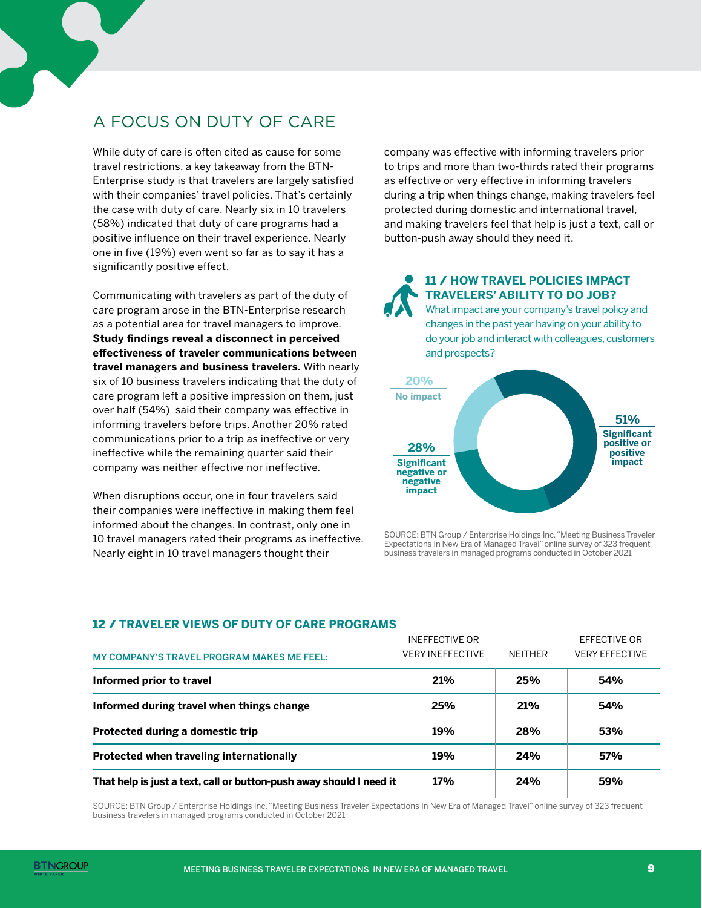## A FOCUS ON DUTY OF CARE

While duty of care is often cited as cause for some travel restrictions, a key takeaway from the BTN-Enterprise study is that travelers are largely satisfied with their companies' travel policies. That's certainly the case with duty of care. Nearly six in 10 travelers (58%) indicated that duty of care programs had a positive influence on their travel experience. Nearly one in five (19%) even went so far as to say it has a significantly positive effect.

Communicating with travelers as part of the duty of care program arose in the BTN-Enterprise research as a potential area for travel managers to improve. **Study findings reveal a disconnect in perceived effectiveness of traveler communications between travel managers and business travelers.** With nearly six of 10 business travelers indicating that the duty of care program left a positive impression on them, just over half (54%) said their company was effective in informing travelers before trips. Another 20% rated communications prior to a trip as ineffective or very ineffective while the remaining quarter said their company was neither effective nor ineffective.

When disruptions occur, one in four travelers said their companies were ineffective in making them feel informed about the changes. In contrast, only one in 10 travel managers rated their programs as ineffective. Nearly eight in 10 travel managers thought their company was effective with informing travelers prior to trips and more than two-thirds rated their programs as effective or very effective in informing travelers during a trip when things change, making travelers feel protected during domestic and international travel, and making travelers feel that help is just a text, call or button-push away should they need it.

### 11 / HOW TRAVEL POLICIES IMPACT TRAVELERS' ABILITY TO DO JOB?

What impact are your company's travel policy and changes in the past year having on your ability to do your job and interact with colleagues, customers and prospects?

| Response | Share |
|---|---|
| Significant positive or positive impact | 51% |
| Significant negative or negative impact | 28% |
| No impact | 20% |

SOURCE: BTN Group / Enterprise Holdings Inc. "Meeting Business Traveler Expectations In New Era of Managed Travel" online survey of 323 frequent business travelers in managed programs conducted in October 2021

### 12 / TRAVELER VIEWS OF DUTY OF CARE PROGRAMS

| MY COMPANY'S TRAVEL PROGRAM MAKES ME FEEL: | INEFFECTIVE OR VERY INEFFECTIVE | NEITHER | EFFECTIVE OR VERY EFFECTIVE |
|---|---|---|---|
| **Informed prior to travel** | 21% | 25% | 54% |
| **Informed during travel when things change** | 25% | 21% | 54% |
| **Protected during a domestic trip** | 19% | 28% | 53% |
| **Protected when traveling internationally** | 19% | 24% | 57% |
| **That help is just a text, call or button-push away should I need it** | 17% | 24% | 59% |

SOURCE: BTN Group / Enterprise Holdings Inc. "Meeting Business Traveler Expectations In New Era of Managed Travel" online survey of 323 frequent business travelers in managed programs conducted in October 2021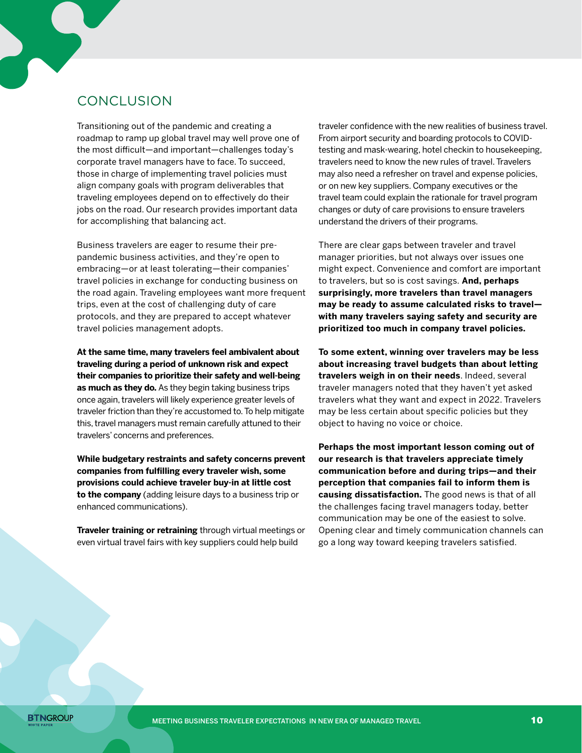## CONCLUSION

Transitioning out of the pandemic and creating a roadmap to ramp up global travel may well prove one of the most difficult—and important—challenges today's corporate travel managers have to face. To succeed, those in charge of implementing travel policies must align company goals with program deliverables that traveling employees depend on to effectively do their jobs on the road. Our research provides important data for accomplishing that balancing act.

Business travelers are eager to resume their pre-pandemic business activities, and they're open to embracing—or at least tolerating—their companies' travel policies in exchange for conducting business on the road again. Traveling employees want more frequent trips, even at the cost of challenging duty of care protocols, and they are prepared to accept whatever travel policies management adopts.

**At the same time, many travelers feel ambivalent about traveling during a period of unknown risk and expect their companies to prioritize their safety and well-being as much as they do.** As they begin taking business trips once again, travelers will likely experience greater levels of traveler friction than they're accustomed to. To help mitigate this, travel managers must remain carefully attuned to their travelers' concerns and preferences.

**While budgetary restraints and safety concerns prevent companies from fulfilling every traveler wish, some provisions could achieve traveler buy-in at little cost to the company** (adding leisure days to a business trip or enhanced communications).

**Traveler training or retraining** through virtual meetings or even virtual travel fairs with key suppliers could help build traveler confidence with the new realities of business travel. From airport security and boarding protocols to COVID-testing and mask-wearing, hotel checkin to housekeeping, travelers need to know the new rules of travel. Travelers may also need a refresher on travel and expense policies, or on new key suppliers. Company executives or the travel team could explain the rationale for travel program changes or duty of care provisions to ensure travelers understand the drivers of their programs.

There are clear gaps between traveler and travel manager priorities, but not always over issues one might expect. Convenience and comfort are important to travelers, but so is cost savings. **And, perhaps surprisingly, more travelers than travel managers may be ready to assume calculated risks to travel—with many travelers saying safety and security are prioritized too much in company travel policies.**

**To some extent, winning over travelers may be less about increasing travel budgets than about letting travelers weigh in on their needs**. Indeed, several traveler managers noted that they haven't yet asked travelers what they want and expect in 2022. Travelers may be less certain about specific policies but they object to having no voice or choice.

**Perhaps the most important lesson coming out of our research is that travelers appreciate timely communication before and during trips—and their perception that companies fail to inform them is causing dissatisfaction.** The good news is that of all the challenges facing travel managers today, better communication may be one of the easiest to solve. Opening clear and timely communication channels can go a long way toward keeping travelers satisfied.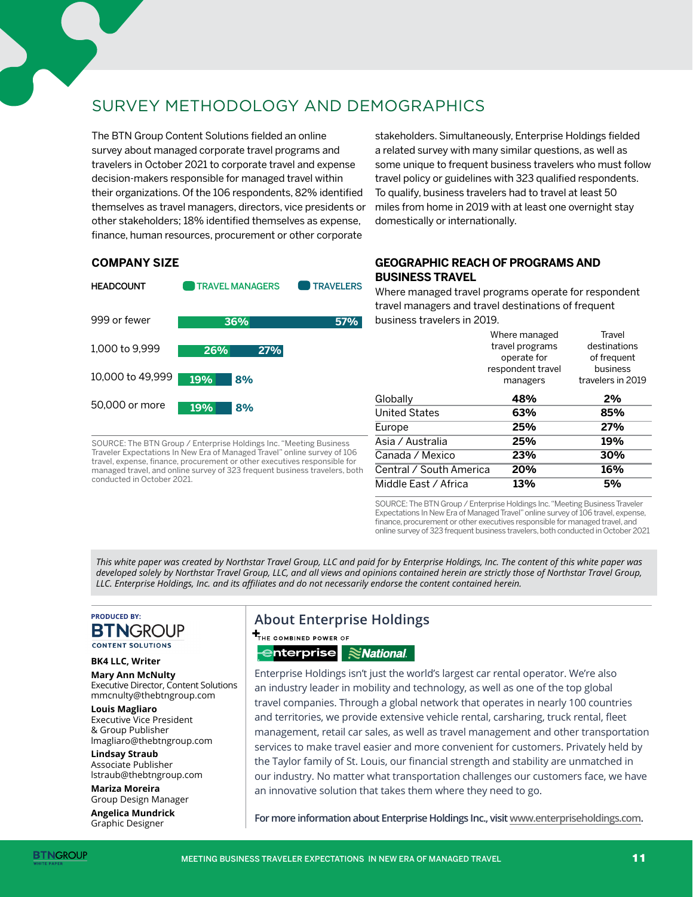## SURVEY METHODOLOGY AND DEMOGRAPHICS

The BTN Group Content Solutions fielded an online survey about managed corporate travel programs and travelers in October 2021 to corporate travel and expense decision-makers responsible for managed travel within their organizations. Of the 106 respondents, 82% identified themselves as travel managers, directors, vice presidents or other stakeholders; 18% identified themselves as expense, finance, human resources, procurement or other corporate stakeholders. Simultaneously, Enterprise Holdings fielded a related survey with many similar questions, as well as some unique to frequent business travelers who must follow travel policy or guidelines with 323 qualified respondents. To qualify, business travelers had to travel at least 50 miles from home in 2019 with at least one overnight stay domestically or internationally.

### COMPANY SIZE

HEADCOUNT

TRAVEL MANAGERS

TRAVELERS

999 or fewer 36% 57%

1,000 to 9,999 26% 27%

10,000 to 49,999 19% 8%

50,000 or more 19% 8%

SOURCE: The BTN Group / Enterprise Holdings Inc. "Meeting Business Traveler Expectations In New Era of Managed Travel" online survey of 106 travel, expense, finance, procurement or other executives responsible for managed travel, and online survey of 323 frequent business travelers, both conducted in October 2021.

### GEOGRAPHIC REACH OF PROGRAMS AND BUSINESS TRAVEL

Where managed travel programs operate for respondent travel managers and travel destinations of frequent business travelers in 2019.

| | Where managed travel programs operate for respondent travel managers | Travel destinations of frequent business travelers in 2019 |
|---|---|---|
| Globally | **48%** | **2%** |
| United States | **63%** | **85%** |
| Europe | **25%** | **27%** |
| Asia / Australia | **25%** | **19%** |
| Canada / Mexico | **23%** | **30%** |
| Central / South America | **20%** | **16%** |
| Middle East / Africa | **13%** | **5%** |

SOURCE: The BTN Group / Enterprise Holdings Inc. "Meeting Business Traveler Expectations In New Era of Managed Travel" online survey of 106 travel, expense, finance, procurement or other executives responsible for managed travel, and online survey of 323 frequent business travelers, both conducted in October 2021

*This white paper was created by Northstar Travel Group, LLC and paid for by Enterprise Holdings, Inc. The content of this white paper was developed solely by Northstar Travel Group, LLC, and all views and opinions contained herein are strictly those of Northstar Travel Group, LLC. Enterprise Holdings, Inc. and its affiliates do not necessarily endorse the content contained herein.*

**PRODUCED BY:**

BTNGROUP CONTENT SOLUTIONS

**BK4 LLC, Writer**

**Mary Ann McNulty**
Executive Director, Content Solutions
mmcnulty@thebtngroup.com

**Louis Magliaro**
Executive Vice President & Group Publisher
lmagliaro@thebtngroup.com

**Lindsay Straub**
Associate Publisher
lstraub@thebtngroup.com

**Mariza Moreira**
Group Design Manager

**Angelica Mundrick**
Graphic Designer

## About Enterprise Holdings

THE COMBINED POWER OF enterprise National

Enterprise Holdings isn't just the world's largest car rental operator. We're also an industry leader in mobility and technology, as well as one of the top global travel companies. Through a global network that operates in nearly 100 countries and territories, we provide extensive vehicle rental, carsharing, truck rental, fleet management, retail car sales, as well as travel management and other transportation services to make travel easier and more convenient for customers. Privately held by the Taylor family of St. Louis, our financial strength and stability are unmatched in our industry. No matter what transportation challenges our customers face, we have an innovative solution that takes them where they need to go.

**For more information about Enterprise Holdings Inc., visit** www.enterpriseholdings.com.